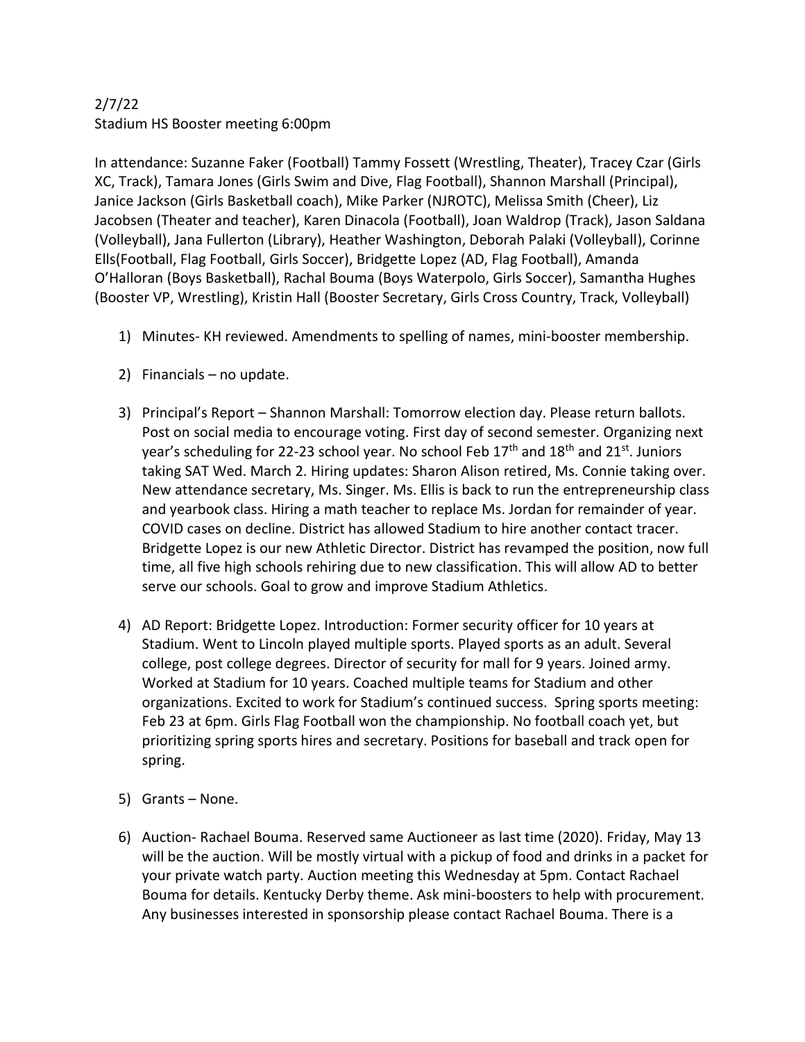2/7/22
Stadium HS Booster meeting 6:00pm

In attendance: Suzanne Faker (Football) Tammy Fossett (Wrestling, Theater), Tracey Czar (Girls XC, Track), Tamara Jones (Girls Swim and Dive, Flag Football), Shannon Marshall (Principal), Janice Jackson (Girls Basketball coach), Mike Parker (NJROTC), Melissa Smith (Cheer), Liz Jacobsen (Theater and teacher), Karen Dinacola (Football), Joan Waldrop (Track), Jason Saldana (Volleyball), Jana Fullerton (Library), Heather Washington, Deborah Palaki (Volleyball), Corinne Ells(Football, Flag Football, Girls Soccer), Bridgette Lopez (AD, Flag Football), Amanda O'Halloran (Boys Basketball), Rachal Bouma (Boys Waterpolo, Girls Soccer), Samantha Hughes (Booster VP, Wrestling), Kristin Hall (Booster Secretary, Girls Cross Country, Track, Volleyball)

1) Minutes- KH reviewed. Amendments to spelling of names, mini-booster membership.

2) Financials – no update.

3) Principal's Report – Shannon Marshall: Tomorrow election day. Please return ballots. Post on social media to encourage voting. First day of second semester. Organizing next year's scheduling for 22-23 school year. No school Feb 17th and 18th and 21st. Juniors taking SAT Wed. March 2. Hiring updates: Sharon Alison retired, Ms. Connie taking over. New attendance secretary, Ms. Singer. Ms. Ellis is back to run the entrepreneurship class and yearbook class. Hiring a math teacher to replace Ms. Jordan for remainder of year. COVID cases on decline. District has allowed Stadium to hire another contact tracer. Bridgette Lopez is our new Athletic Director. District has revamped the position, now full time, all five high schools rehiring due to new classification. This will allow AD to better serve our schools. Goal to grow and improve Stadium Athletics.

4) AD Report: Bridgette Lopez. Introduction: Former security officer for 10 years at Stadium. Went to Lincoln played multiple sports. Played sports as an adult. Several college, post college degrees. Director of security for mall for 9 years. Joined army. Worked at Stadium for 10 years. Coached multiple teams for Stadium and other organizations. Excited to work for Stadium's continued success. Spring sports meeting: Feb 23 at 6pm. Girls Flag Football won the championship. No football coach yet, but prioritizing spring sports hires and secretary. Positions for baseball and track open for spring.

5) Grants – None.

6) Auction- Rachael Bouma. Reserved same Auctioneer as last time (2020). Friday, May 13 will be the auction. Will be mostly virtual with a pickup of food and drinks in a packet for your private watch party. Auction meeting this Wednesday at 5pm. Contact Rachael Bouma for details. Kentucky Derby theme. Ask mini-boosters to help with procurement. Any businesses interested in sponsorship please contact Rachael Bouma. There is a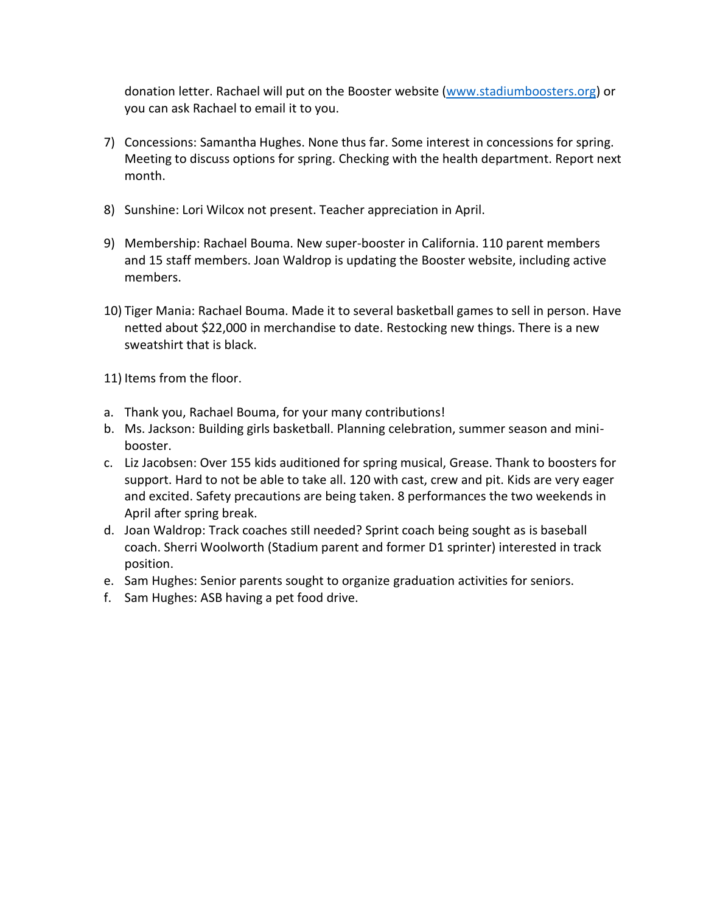donation letter. Rachael will put on the Booster website ([www.stadiumboosters.org](www.stadiumboosters.org)) or you can ask Rachael to email it to you.

7) Concessions: Samantha Hughes. None thus far. Some interest in concessions for spring. Meeting to discuss options for spring. Checking with the health department. Report next month.

8) Sunshine: Lori Wilcox not present. Teacher appreciation in April.

9) Membership: Rachael Bouma. New super-booster in California. 110 parent members and 15 staff members. Joan Waldrop is updating the Booster website, including active members.

10) Tiger Mania: Rachael Bouma. Made it to several basketball games to sell in person. Have netted about $22,000 in merchandise to date. Restocking new things. There is a new sweatshirt that is black.

11) Items from the floor.

a. Thank you, Rachael Bouma, for your many contributions!
b. Ms. Jackson: Building girls basketball. Planning celebration, summer season and mini-booster.
c. Liz Jacobsen: Over 155 kids auditioned for spring musical, Grease. Thank to boosters for support. Hard to not be able to take all. 120 with cast, crew and pit. Kids are very eager and excited. Safety precautions are being taken. 8 performances the two weekends in April after spring break.
d. Joan Waldrop: Track coaches still needed? Sprint coach being sought as is baseball coach. Sherri Woolworth (Stadium parent and former D1 sprinter) interested in track position.
e. Sam Hughes: Senior parents sought to organize graduation activities for seniors.
f. Sam Hughes: ASB having a pet food drive.